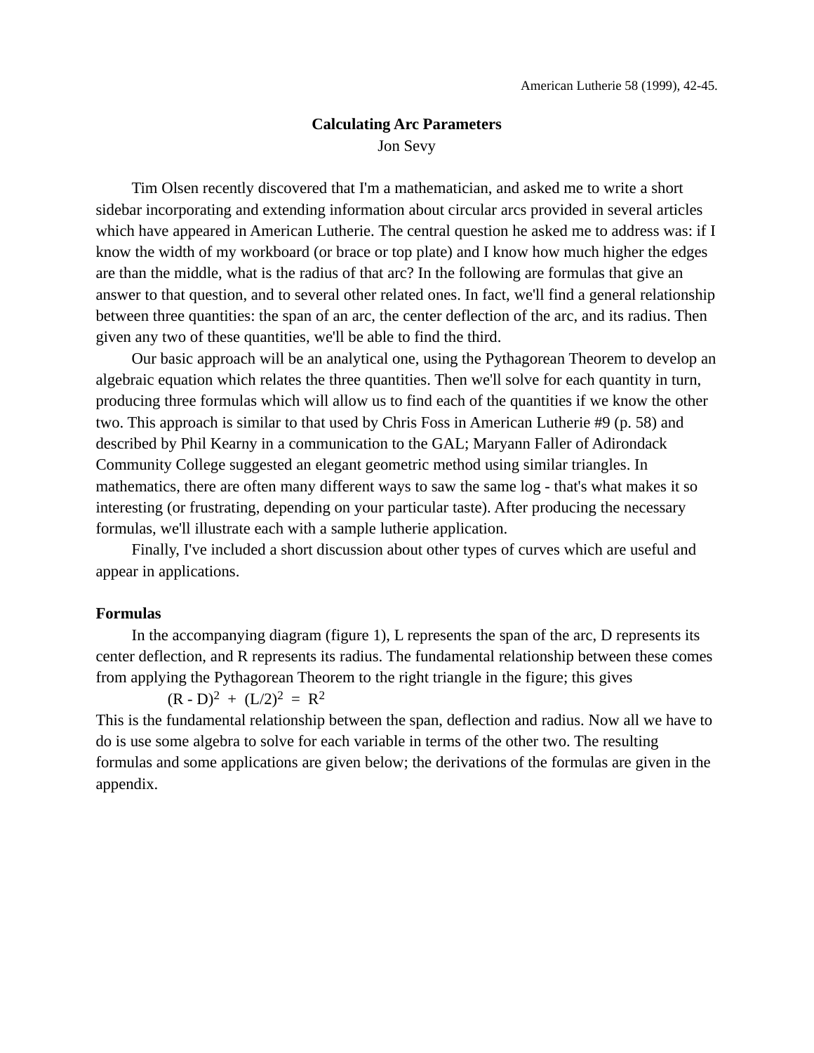American Lutherie 58 (1999), 42-45.

# Calculating Arc Parameters

Jon Sevy

Tim Olsen recently discovered that I'm a mathematician, and asked me to write a short sidebar incorporating and extending information about circular arcs provided in several articles which have appeared in American Lutherie. The central question he asked me to address was: if I know the width of my workboard (or brace or top plate) and I know how much higher the edges are than the middle, what is the radius of that arc? In the following are formulas that give an answer to that question, and to several other related ones. In fact, we'll find a general relationship between three quantities: the span of an arc, the center deflection of the arc, and its radius. Then given any two of these quantities, we'll be able to find the third.

Our basic approach will be an analytical one, using the Pythagorean Theorem to develop an algebraic equation which relates the three quantities. Then we'll solve for each quantity in turn, producing three formulas which will allow us to find each of the quantities if we know the other two. This approach is similar to that used by Chris Foss in American Lutherie #9 (p. 58) and described by Phil Kearny in a communication to the GAL; Maryann Faller of Adirondack Community College suggested an elegant geometric method using similar triangles. In mathematics, there are often many different ways to saw the same log - that's what makes it so interesting (or frustrating, depending on your particular taste). After producing the necessary formulas, we'll illustrate each with a sample lutherie application.

Finally, I've included a short discussion about other types of curves which are useful and appear in applications.

## Formulas

In the accompanying diagram (figure 1), L represents the span of the arc, D represents its center deflection, and R represents its radius. The fundamental relationship between these comes from applying the Pythagorean Theorem to the right triangle in the figure; this gives

$$(R - D)^2 + (L/2)^2 = R^2$$

This is the fundamental relationship between the span, deflection and radius. Now all we have to do is use some algebra to solve for each variable in terms of the other two. The resulting formulas and some applications are given below; the derivations of the formulas are given in the appendix.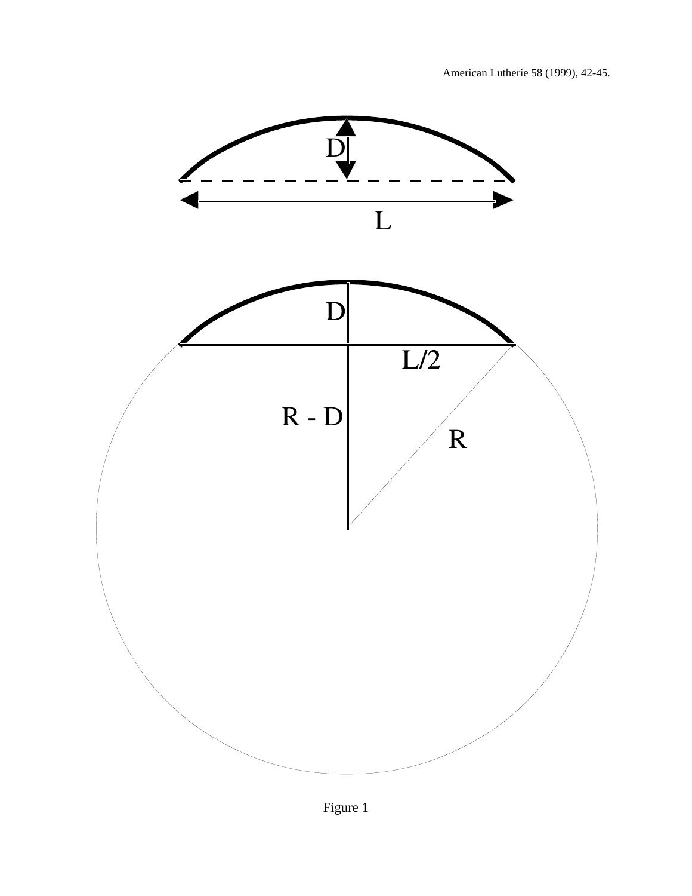Figure 1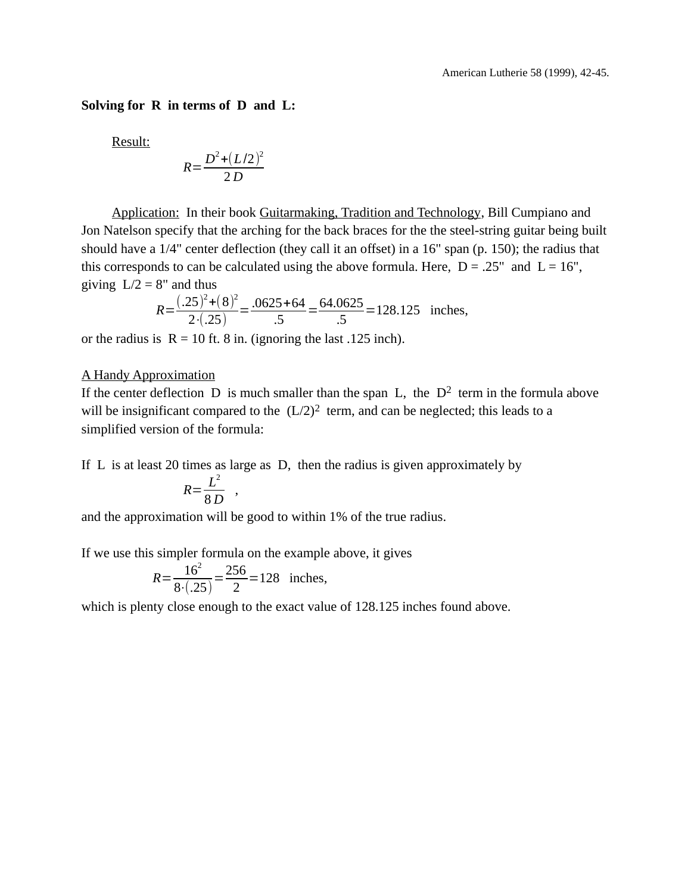**Solving for R in terms of D and L:**

Result:

$$R = \frac{D^2 + (L/2)^2}{2D}$$

Application: In their book Guitarmaking, Tradition and Technology, Bill Cumpiano and Jon Natelson specify that the arching for the back braces for the the steel-string guitar being built should have a 1/4" center deflection (they call it an offset) in a 16" span (p. 150); the radius that this corresponds to can be calculated using the above formula. Here, D = .25" and L = 16", giving L/2 = 8" and thus

$$R = \frac{(.25)^2 + (8)^2}{2 \cdot (.25)} = \frac{.0625 + 64}{.5} = \frac{64.0625}{.5} = 128.125 \text{ inches,}$$

or the radius is R = 10 ft. 8 in. (ignoring the last .125 inch).

A Handy Approximation

If the center deflection D is much smaller than the span L, the $D^2$ term in the formula above will be insignificant compared to the $(L/2)^2$ term, and can be neglected; this leads to a simplified version of the formula:

If L is at least 20 times as large as D, then the radius is given approximately by

$$R = \frac{L^2}{8D} \quad ,$$

and the approximation will be good to within 1% of the true radius.

If we use this simpler formula on the example above, it gives

$$R = \frac{16^2}{8 \cdot (.25)} = \frac{256}{2} = 128 \text{ inches,}$$

which is plenty close enough to the exact value of 128.125 inches found above.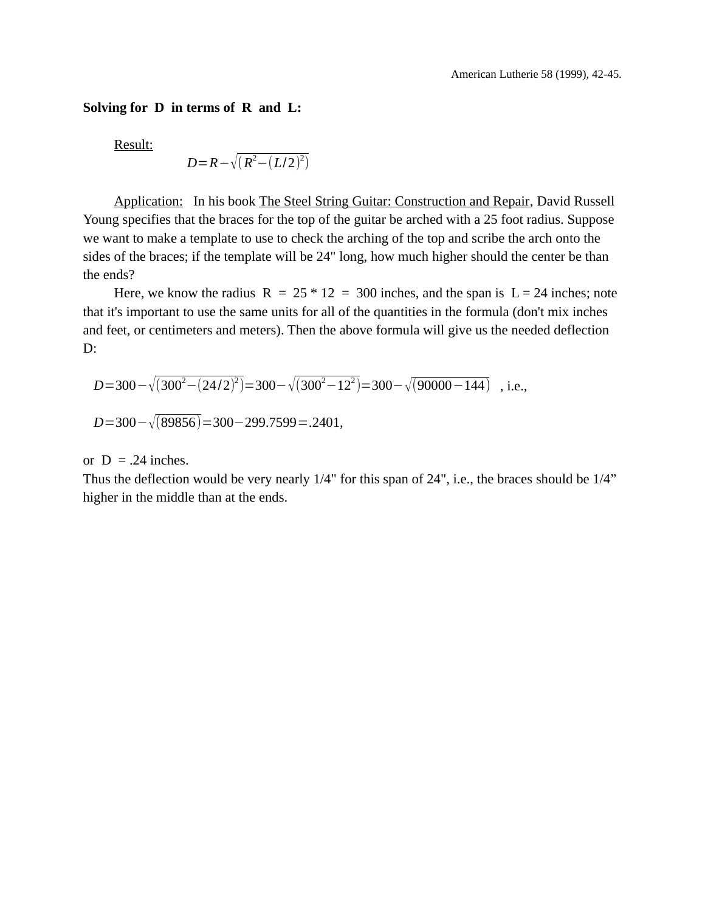**Solving for D in terms of R and L:**

Result:

$$D = R - \sqrt{(R^2 - (L/2)^2)}$$

Application: In his book The Steel String Guitar: Construction and Repair, David Russell Young specifies that the braces for the top of the guitar be arched with a 25 foot radius. Suppose we want to make a template to use to check the arching of the top and scribe the arch onto the sides of the braces; if the template will be 24" long, how much higher should the center be than the ends?

Here, we know the radius R = 25 * 12 = 300 inches, and the span is L = 24 inches; note that it's important to use the same units for all of the quantities in the formula (don't mix inches and feet, or centimeters and meters). Then the above formula will give us the needed deflection D:

$$D = 300 - \sqrt{(300^2 - (24/2)^2)} = 300 - \sqrt{(300^2 - 12^2)} = 300 - \sqrt{(90000 - 144)}$$ , i.e.,

$$D = 300 - \sqrt{(89856)} = 300 - 299.7599 = .2401,$$

or D = .24 inches.

Thus the deflection would be very nearly 1/4" for this span of 24", i.e., the braces should be 1/4" higher in the middle than at the ends.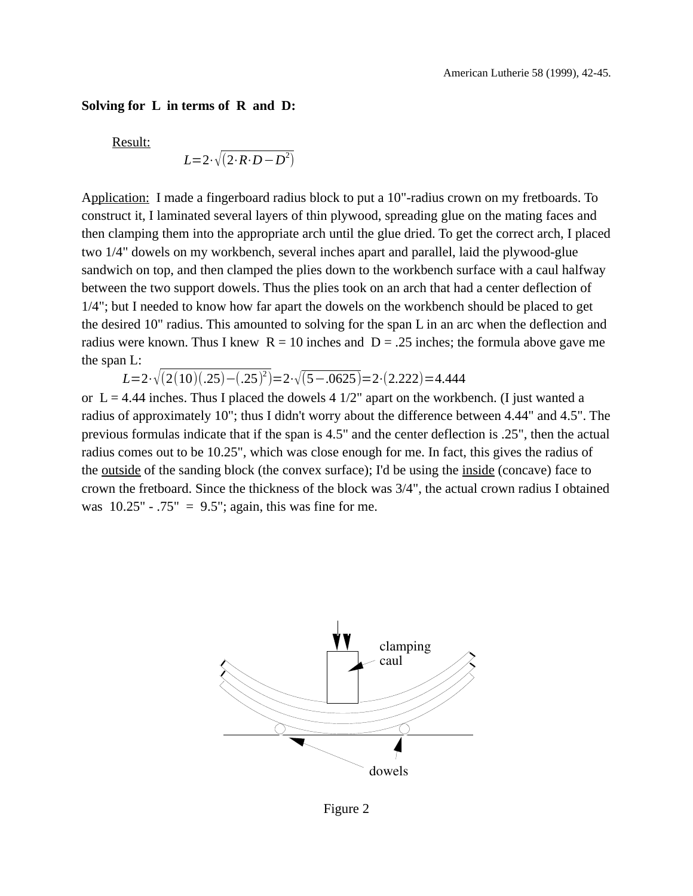**Solving for L in terms of R and D:**

Result:

$$L = 2 \cdot \sqrt{(2 \cdot R \cdot D - D^2)}$$

Application: I made a fingerboard radius block to put a 10"-radius crown on my fretboards. To construct it, I laminated several layers of thin plywood, spreading glue on the mating faces and then clamping them into the appropriate arch until the glue dried. To get the correct arch, I placed two 1/4" dowels on my workbench, several inches apart and parallel, laid the plywood-glue sandwich on top, and then clamped the plies down to the workbench surface with a caul halfway between the two support dowels. Thus the plies took on an arch that had a center deflection of 1/4"; but I needed to know how far apart the dowels on the workbench should be placed to get the desired 10" radius. This amounted to solving for the span L in an arc when the deflection and radius were known. Thus I knew R = 10 inches and D = .25 inches; the formula above gave me the span L:

$$L = 2 \cdot \sqrt{(2(10)(.25) - (.25)^2)} = 2 \cdot \sqrt{(5 - .0625)} = 2 \cdot (2.222) = 4.444$$

or L = 4.44 inches. Thus I placed the dowels 4 1/2" apart on the workbench. (I just wanted a radius of approximately 10"; thus I didn't worry about the difference between 4.44" and 4.5". The previous formulas indicate that if the span is 4.5" and the center deflection is .25", then the actual radius comes out to be 10.25", which was close enough for me. In fact, this gives the radius of the outside of the sanding block (the convex surface); I'd be using the inside (concave) face to crown the fretboard. Since the thickness of the block was 3/4", the actual crown radius I obtained was 10.25" - .75" = 9.5"; again, this was fine for me.

clamping caul

dowels

Figure 2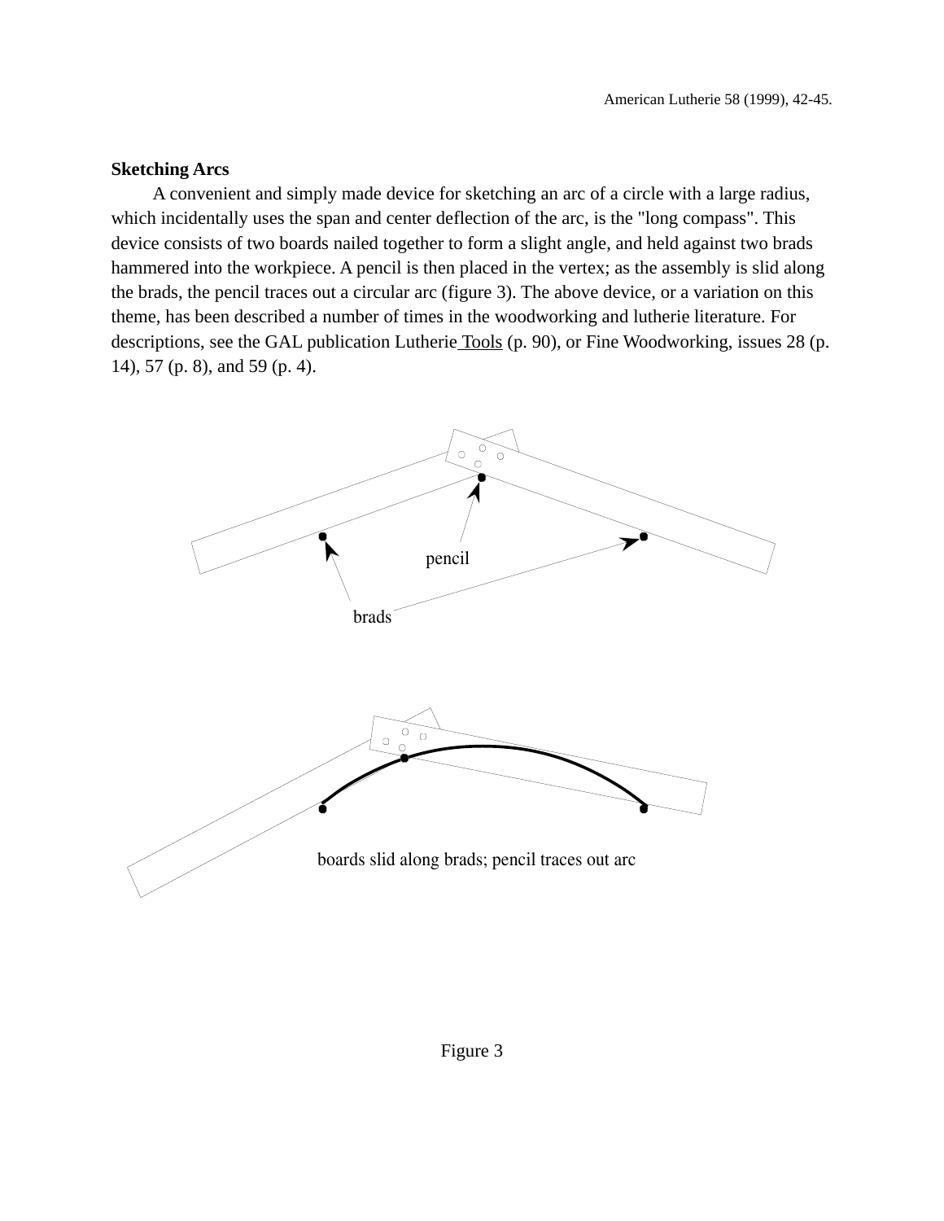**Sketching Arcs**

A convenient and simply made device for sketching an arc of a circle with a large radius, which incidentally uses the span and center deflection of the arc, is the "long compass". This device consists of two boards nailed together to form a slight angle, and held against two brads hammered into the workpiece. A pencil is then placed in the vertex; as the assembly is slid along the brads, the pencil traces out a circular arc (figure 3). The above device, or a variation on this theme, has been described a number of times in the woodworking and lutherie literature. For descriptions, see the GAL publication Lutherie Tools (p. 90), or Fine Woodworking, issues 28 (p. 14), 57 (p. 8), and 59 (p. 4).

pencil

brads

boards slid along brads; pencil traces out arc

Figure 3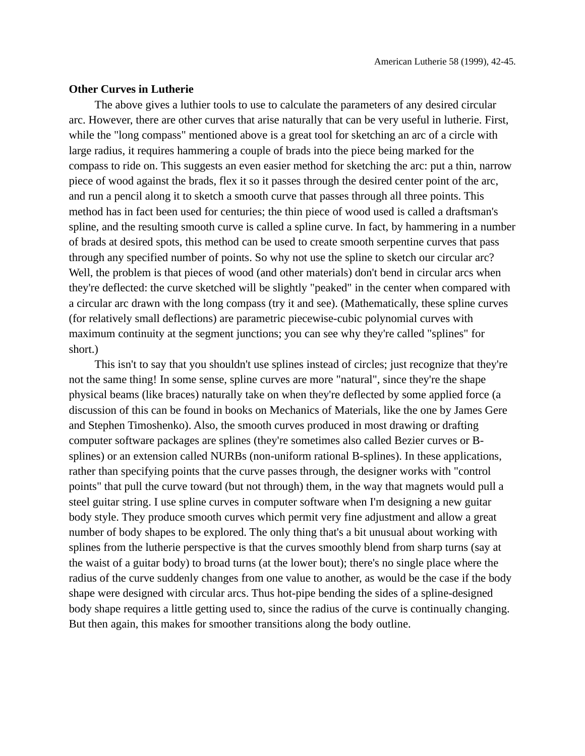## Other Curves in Lutherie

The above gives a luthier tools to use to calculate the parameters of any desired circular arc. However, there are other curves that arise naturally that can be very useful in lutherie. First, while the "long compass" mentioned above is a great tool for sketching an arc of a circle with large radius, it requires hammering a couple of brads into the piece being marked for the compass to ride on. This suggests an even easier method for sketching the arc: put a thin, narrow piece of wood against the brads, flex it so it passes through the desired center point of the arc, and run a pencil along it to sketch a smooth curve that passes through all three points. This method has in fact been used for centuries; the thin piece of wood used is called a draftsman's spline, and the resulting smooth curve is called a spline curve. In fact, by hammering in a number of brads at desired spots, this method can be used to create smooth serpentine curves that pass through any specified number of points. So why not use the spline to sketch our circular arc? Well, the problem is that pieces of wood (and other materials) don't bend in circular arcs when they're deflected: the curve sketched will be slightly "peaked" in the center when compared with a circular arc drawn with the long compass (try it and see). (Mathematically, these spline curves (for relatively small deflections) are parametric piecewise-cubic polynomial curves with maximum continuity at the segment junctions; you can see why they're called "splines" for short.)

This isn't to say that you shouldn't use splines instead of circles; just recognize that they're not the same thing! In some sense, spline curves are more "natural", since they're the shape physical beams (like braces) naturally take on when they're deflected by some applied force (a discussion of this can be found in books on Mechanics of Materials, like the one by James Gere and Stephen Timoshenko). Also, the smooth curves produced in most drawing or drafting computer software packages are splines (they're sometimes also called Bezier curves or B-splines) or an extension called NURBs (non-uniform rational B-splines). In these applications, rather than specifying points that the curve passes through, the designer works with "control points" that pull the curve toward (but not through) them, in the way that magnets would pull a steel guitar string. I use spline curves in computer software when I'm designing a new guitar body style. They produce smooth curves which permit very fine adjustment and allow a great number of body shapes to be explored. The only thing that's a bit unusual about working with splines from the lutherie perspective is that the curves smoothly blend from sharp turns (say at the waist of a guitar body) to broad turns (at the lower bout); there's no single place where the radius of the curve suddenly changes from one value to another, as would be the case if the body shape were designed with circular arcs. Thus hot-pipe bending the sides of a spline-designed body shape requires a little getting used to, since the radius of the curve is continually changing. But then again, this makes for smoother transitions along the body outline.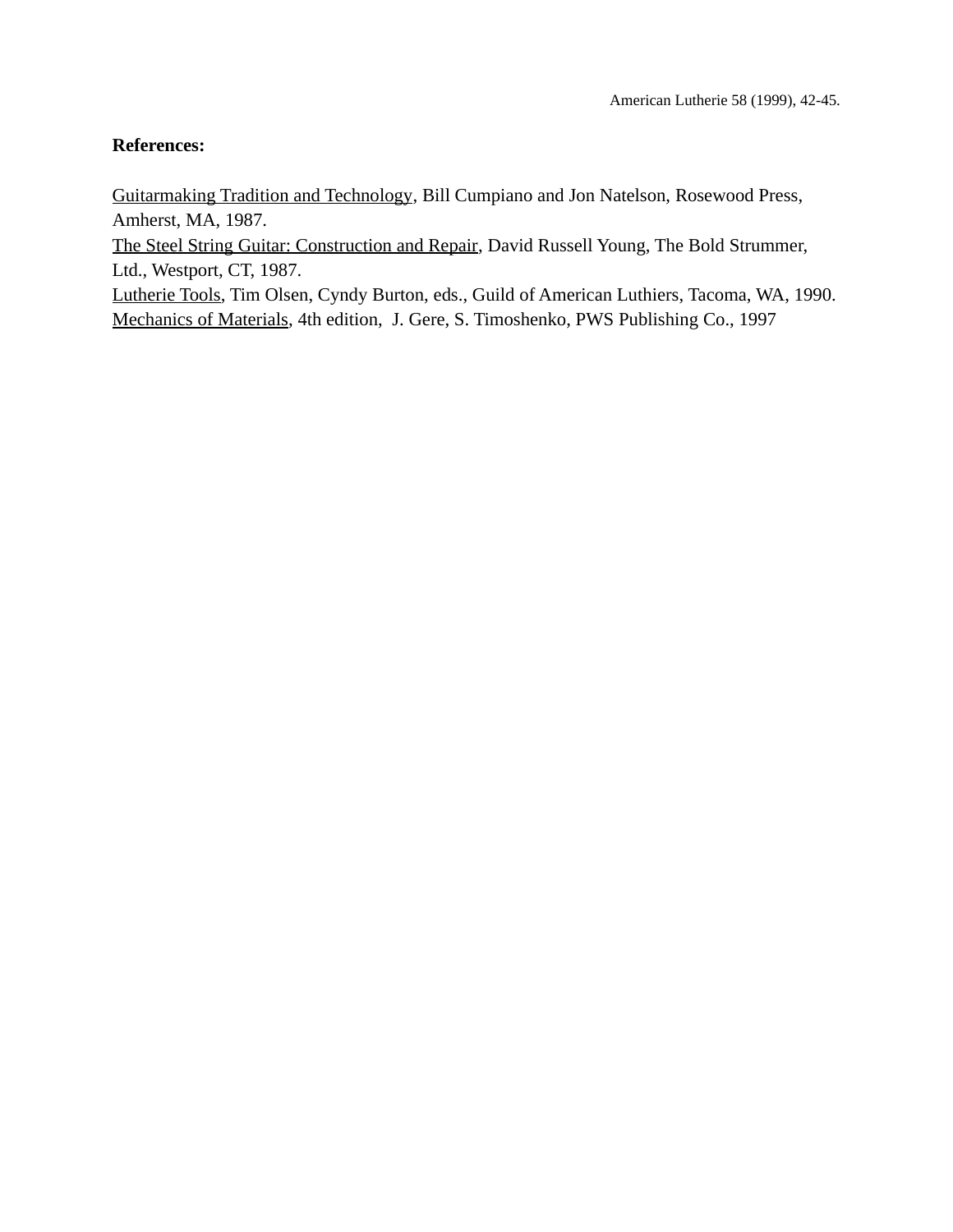American Lutherie 58 (1999), 42-45.

**References:**

Guitarmaking Tradition and Technology, Bill Cumpiano and Jon Natelson, Rosewood Press, Amherst, MA, 1987.
The Steel String Guitar: Construction and Repair, David Russell Young, The Bold Strummer, Ltd., Westport, CT, 1987.
Lutherie Tools, Tim Olsen, Cyndy Burton, eds., Guild of American Luthiers, Tacoma, WA, 1990.
Mechanics of Materials, 4th edition, J. Gere, S. Timoshenko, PWS Publishing Co., 1997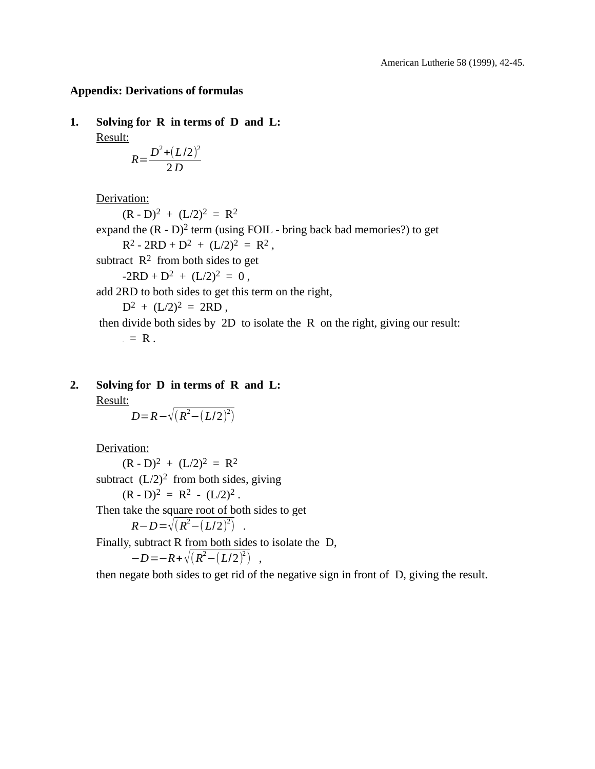# Appendix: Derivations of formulas

1. **Solving for R in terms of D and L:**

   Result:

$$R=\frac{D^2+(L/2)^2}{2D}$$

   Derivation:

$$(R - D)^2 + (L/2)^2 = R^2$$

   expand the $(R - D)^2$ term (using FOIL - bring back bad memories?) to get

$$R^2 - 2RD + D^2 + (L/2)^2 = R^2 ,$$

   subtract $R^2$ from both sides to get

$$-2RD + D^2 + (L/2)^2 = 0 ,$$

   add 2RD to both sides to get this term on the right,

$$D^2 + (L/2)^2 = 2RD ,$$

   then divide both sides by 2D to isolate the R on the right, giving our result:

$$= R .$$

2. **Solving for D in terms of R and L:**

   Result:

$$D=R-\sqrt{(R^2-(L/2)^2)}$$

   Derivation:

$$(R - D)^2 + (L/2)^2 = R^2$$

   subtract $(L/2)^2$ from both sides, giving

$$(R - D)^2 = R^2 - (L/2)^2 .$$

   Then take the square root of both sides to get

$$R-D=\sqrt{(R^2-(L/2)^2)} \quad .$$

   Finally, subtract R from both sides to isolate the D,

$$-D=-R+\sqrt{(R^2-(L/2)^2)} \quad ,$$

   then negate both sides to get rid of the negative sign in front of D, giving the result.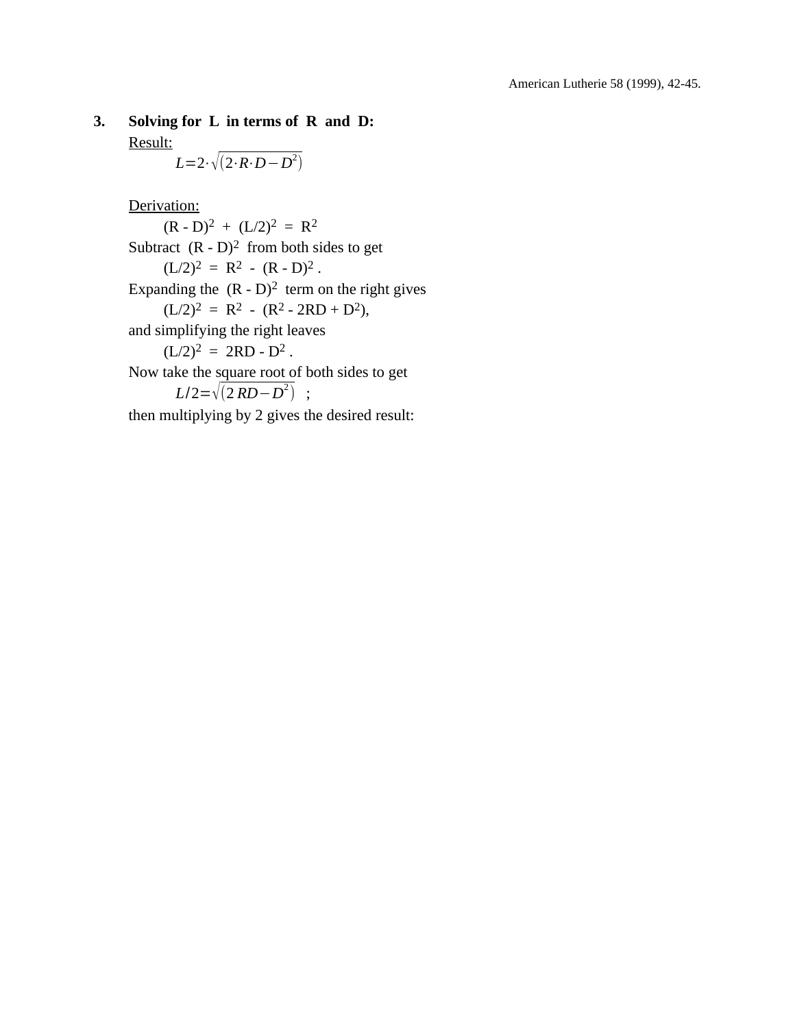3. **Solving for L in terms of R and D:**

Result:

$$L = 2 \cdot \sqrt{(2 \cdot R \cdot D - D^2)}$$

Derivation:

$$(R - D)^2 + (L/2)^2 = R^2$$

Subtract $(R - D)^2$ from both sides to get

$$(L/2)^2 = R^2 - (R - D)^2 .$$

Expanding the $(R - D)^2$ term on the right gives

$$(L/2)^2 = R^2 - (R^2 - 2RD + D^2),$$

and simplifying the right leaves

$$(L/2)^2 = 2RD - D^2 .$$

Now take the square root of both sides to get

$$L/2 = \sqrt{(2\,RD - D^2)} \;\; ;$$

then multiplying by 2 gives the desired result: